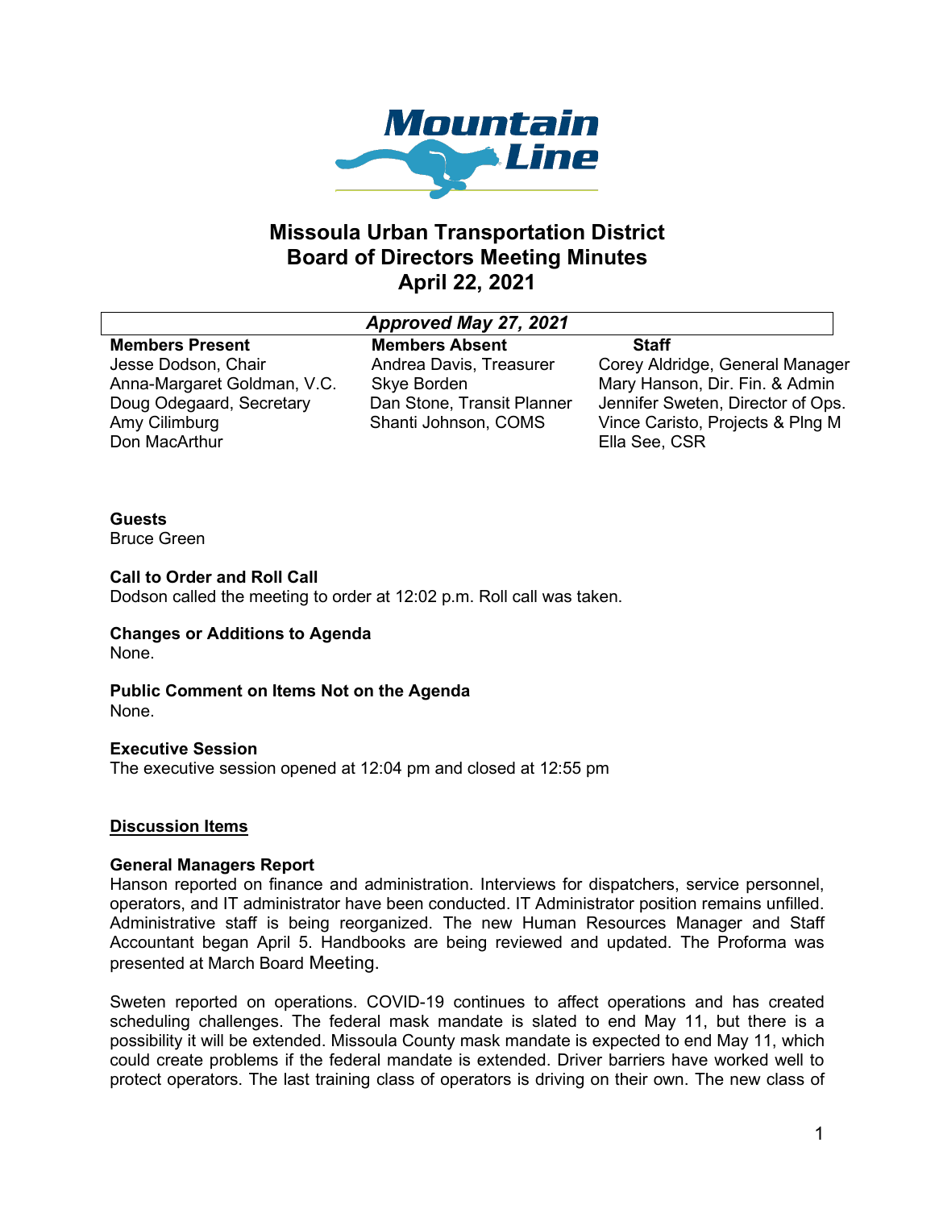# Missoula Urban Transportation District
# Board of Directors Meeting Minutes
# April 22, 2021

*Approved May 27, 2021*

| Members Present | Members Absent | Staff |
|---|---|---|
| Jesse Dodson, Chair | Andrea Davis, Treasurer | Corey Aldridge, General Manager |
| Anna-Margaret Goldman, V.C. | Skye Borden | Mary Hanson, Dir. Fin. & Admin |
| Doug Odegaard, Secretary | Dan Stone, Transit Planner | Jennifer Sweten, Director of Ops. |
| Amy Cilimburg | Shanti Johnson, COMS | Vince Caristo, Projects & Plng M |
| Don MacArthur | | Ella See, CSR |

**Guests**
Bruce Green

**Call to Order and Roll Call**
Dodson called the meeting to order at 12:02 p.m. Roll call was taken.

**Changes or Additions to Agenda**
None.

**Public Comment on Items Not on the Agenda**
None.

**Executive Session**
The executive session opened at 12:04 pm and closed at 12:55 pm

## Discussion Items

**General Managers Report**
Hanson reported on finance and administration. Interviews for dispatchers, service personnel, operators, and IT administrator have been conducted. IT Administrator position remains unfilled. Administrative staff is being reorganized. The new Human Resources Manager and Staff Accountant began April 5. Handbooks are being reviewed and updated. The Proforma was presented at March Board Meeting.

Sweten reported on operations. COVID-19 continues to affect operations and has created scheduling challenges. The federal mask mandate is slated to end May 11, but there is a possibility it will be extended. Missoula County mask mandate is expected to end May 11, which could create problems if the federal mandate is extended. Driver barriers have worked well to protect operators. The last training class of operators is driving on their own. The new class of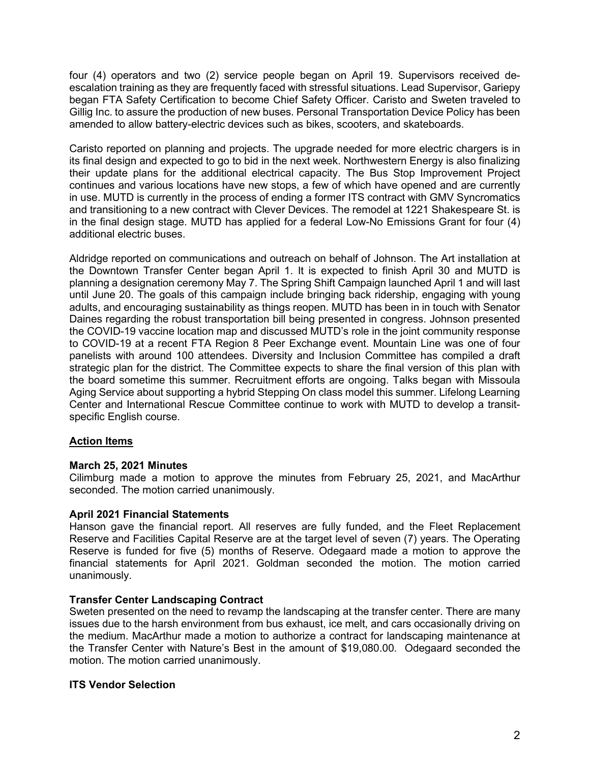four (4) operators and two (2) service people began on April 19. Supervisors received de-escalation training as they are frequently faced with stressful situations. Lead Supervisor, Gariepy began FTA Safety Certification to become Chief Safety Officer. Caristo and Sweten traveled to Gillig Inc. to assure the production of new buses. Personal Transportation Device Policy has been amended to allow battery-electric devices such as bikes, scooters, and skateboards.

Caristo reported on planning and projects. The upgrade needed for more electric chargers is in its final design and expected to go to bid in the next week. Northwestern Energy is also finalizing their update plans for the additional electrical capacity. The Bus Stop Improvement Project continues and various locations have new stops, a few of which have opened and are currently in use. MUTD is currently in the process of ending a former ITS contract with GMV Syncromatics and transitioning to a new contract with Clever Devices. The remodel at 1221 Shakespeare St. is in the final design stage. MUTD has applied for a federal Low-No Emissions Grant for four (4) additional electric buses.

Aldridge reported on communications and outreach on behalf of Johnson. The Art installation at the Downtown Transfer Center began April 1. It is expected to finish April 30 and MUTD is planning a designation ceremony May 7. The Spring Shift Campaign launched April 1 and will last until June 20. The goals of this campaign include bringing back ridership, engaging with young adults, and encouraging sustainability as things reopen. MUTD has been in in touch with Senator Daines regarding the robust transportation bill being presented in congress. Johnson presented the COVID-19 vaccine location map and discussed MUTD's role in the joint community response to COVID-19 at a recent FTA Region 8 Peer Exchange event. Mountain Line was one of four panelists with around 100 attendees. Diversity and Inclusion Committee has compiled a draft strategic plan for the district. The Committee expects to share the final version of this plan with the board sometime this summer. Recruitment efforts are ongoing. Talks began with Missoula Aging Service about supporting a hybrid Stepping On class model this summer. Lifelong Learning Center and International Rescue Committee continue to work with MUTD to develop a transit-specific English course.

## Action Items

### March 25, 2021 Minutes

Cilimburg made a motion to approve the minutes from February 25, 2021, and MacArthur seconded. The motion carried unanimously.

### April 2021 Financial Statements

Hanson gave the financial report. All reserves are fully funded, and the Fleet Replacement Reserve and Facilities Capital Reserve are at the target level of seven (7) years. The Operating Reserve is funded for five (5) months of Reserve. Odegaard made a motion to approve the financial statements for April 2021. Goldman seconded the motion. The motion carried unanimously.

### Transfer Center Landscaping Contract

Sweten presented on the need to revamp the landscaping at the transfer center. There are many issues due to the harsh environment from bus exhaust, ice melt, and cars occasionally driving on the medium. MacArthur made a motion to authorize a contract for landscaping maintenance at the Transfer Center with Nature's Best in the amount of $19,080.00. Odegaard seconded the motion. The motion carried unanimously.

### ITS Vendor Selection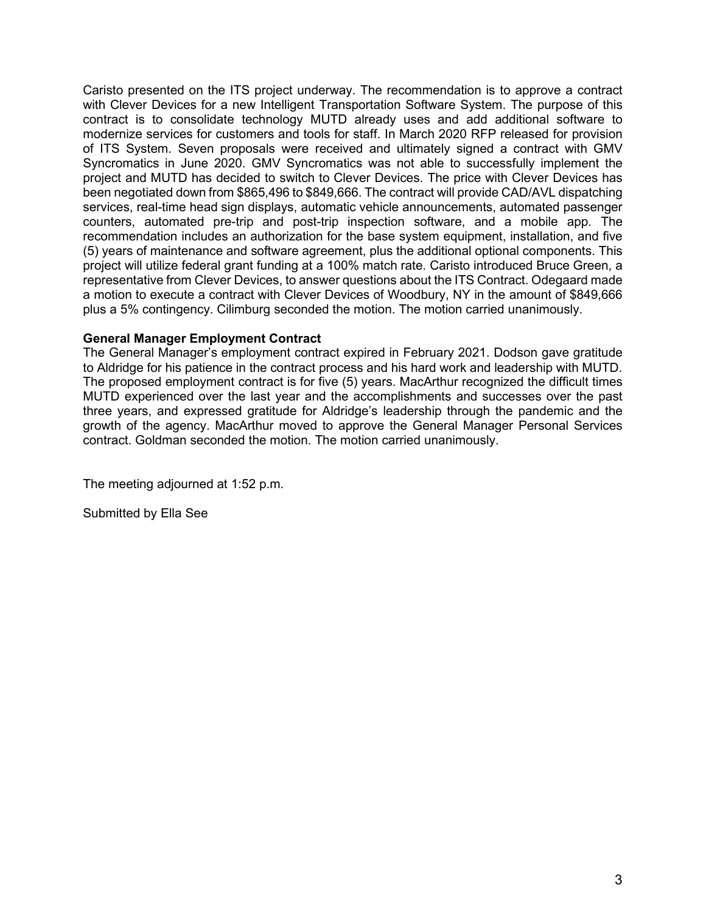Caristo presented on the ITS project underway. The recommendation is to approve a contract with Clever Devices for a new Intelligent Transportation Software System. The purpose of this contract is to consolidate technology MUTD already uses and add additional software to modernize services for customers and tools for staff. In March 2020 RFP released for provision of ITS System. Seven proposals were received and ultimately signed a contract with GMV Syncromatics in June 2020. GMV Syncromatics was not able to successfully implement the project and MUTD has decided to switch to Clever Devices. The price with Clever Devices has been negotiated down from $865,496 to $849,666. The contract will provide CAD/AVL dispatching services, real-time head sign displays, automatic vehicle announcements, automated passenger counters, automated pre-trip and post-trip inspection software, and a mobile app. The recommendation includes an authorization for the base system equipment, installation, and five (5) years of maintenance and software agreement, plus the additional optional components. This project will utilize federal grant funding at a 100% match rate. Caristo introduced Bruce Green, a representative from Clever Devices, to answer questions about the ITS Contract. Odegaard made a motion to execute a contract with Clever Devices of Woodbury, NY in the amount of $849,666 plus a 5% contingency. Cilimburg seconded the motion. The motion carried unanimously.

**General Manager Employment Contract**
The General Manager's employment contract expired in February 2021. Dodson gave gratitude to Aldridge for his patience in the contract process and his hard work and leadership with MUTD. The proposed employment contract is for five (5) years. MacArthur recognized the difficult times MUTD experienced over the last year and the accomplishments and successes over the past three years, and expressed gratitude for Aldridge's leadership through the pandemic and the growth of the agency. MacArthur moved to approve the General Manager Personal Services contract. Goldman seconded the motion. The motion carried unanimously.

The meeting adjourned at 1:52 p.m.

Submitted by Ella See